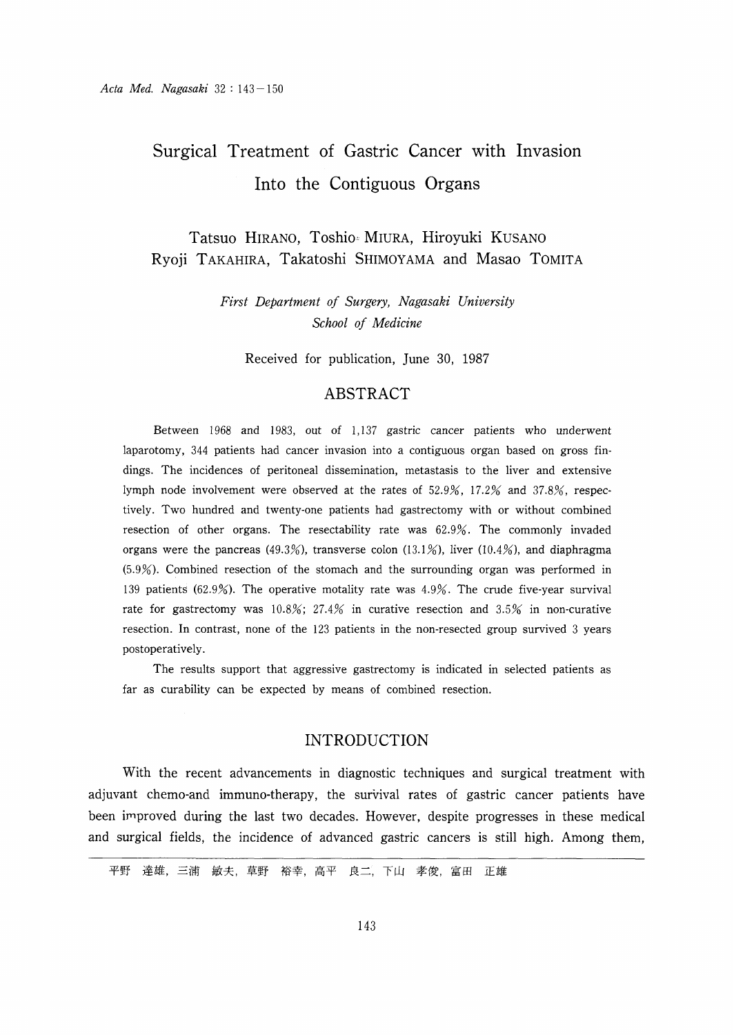# Surgical Treatment of Gastric Cancer with Invasion Into the Contiguous Organs

Tatsuo HIRANO, Toshio MIURA, Hiroyuki KUSANO
Ryoji TAKAHIRA, Takatoshi SHIMOYAMA and Masao TOMITA

*First Department of Surgery, Nagasaki University School of Medicine*

Received for publication, June 30, 1987

## ABSTRACT

Between 1968 and 1983, out of 1,137 gastric cancer patients who underwent laparotomy, 344 patients had cancer invasion into a contiguous organ based on gross findings. The incidences of peritoneal dissemination, metastasis to the liver and extensive lymph node involvement were observed at the rates of 52.9%, 17.2% and 37.8%, respectively. Two hundred and twenty-one patients had gastrectomy with or without combined resection of other organs. The resectability rate was 62.9%. The commonly invaded organs were the pancreas (49.3%), transverse colon (13.1%), liver (10.4%), and diaphragma (5.9%). Combined resection of the stomach and the surrounding organ was performed in 139 patients (62.9%). The operative motality rate was 4.9%. The crude five-year survival rate for gastrectomy was 10.8%; 27.4% in curative resection and 3.5% in non-curative resection. In contrast, none of the 123 patients in the non-resected group survived 3 years postoperatively.

The results support that aggressive gastrectomy is indicated in selected patients as far as curability can be expected by means of combined resection.

## INTRODUCTION

With the recent advancements in diagnostic techniques and surgical treatment with adjuvant chemo-and immuno-therapy, the survival rates of gastric cancer patients have been improved during the last two decades. However, despite progresses in these medical and surgical fields, the incidence of advanced gastric cancers is still high. Among them,

平野 達雄, 三浦 敏夫, 草野 裕幸, 高平 良二, 下山 孝俊, 富田 正雄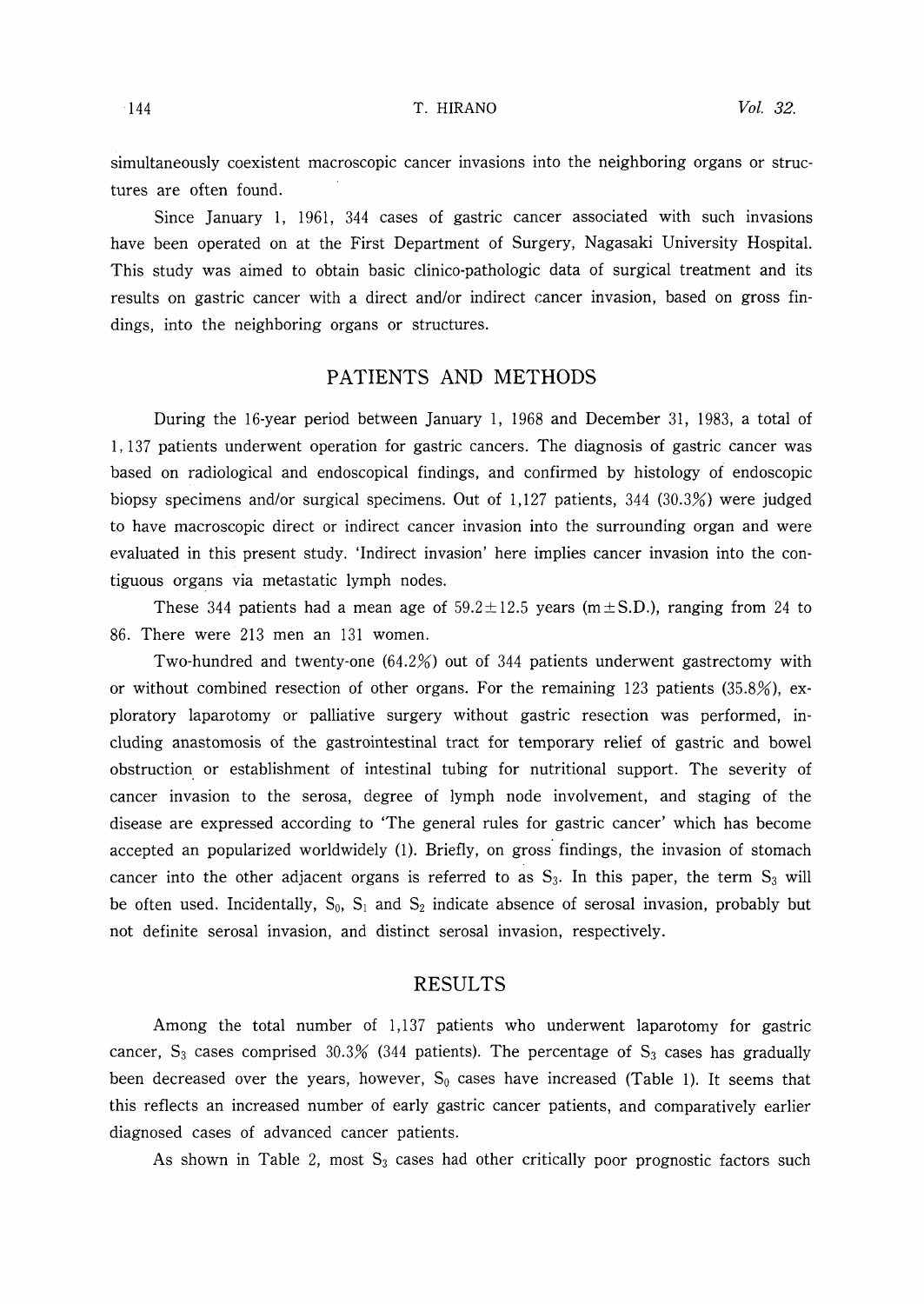simultaneously coexistent macroscopic cancer invasions into the neighboring organs or structures are often found.

Since January 1, 1961, 344 cases of gastric cancer associated with such invasions have been operated on at the First Department of Surgery, Nagasaki University Hospital. This study was aimed to obtain basic clinico-pathologic data of surgical treatment and its results on gastric cancer with a direct and/or indirect cancer invasion, based on gross findings, into the neighboring organs or structures.

## PATIENTS AND METHODS

During the 16-year period between January 1, 1968 and December 31, 1983, a total of 1, 137 patients underwent operation for gastric cancers. The diagnosis of gastric cancer was based on radiological and endoscopical findings, and confirmed by histology of endoscopic biopsy specimens and/or surgical specimens. Out of 1,127 patients, 344 (30.3%) were judged to have macroscopic direct or indirect cancer invasion into the surrounding organ and were evaluated in this present study. 'Indirect invasion' here implies cancer invasion into the contiguous organs via metastatic lymph nodes.

These 344 patients had a mean age of 59.2±12.5 years (m±S.D.), ranging from 24 to 86. There were 213 men an 131 women.

Two-hundred and twenty-one (64.2%) out of 344 patients underwent gastrectomy with or without combined resection of other organs. For the remaining 123 patients (35.8%), exploratory laparotomy or palliative surgery without gastric resection was performed, including anastomosis of the gastrointestinal tract for temporary relief of gastric and bowel obstruction or establishment of intestinal tubing for nutritional support. The severity of cancer invasion to the serosa, degree of lymph node involvement, and staging of the disease are expressed according to 'The general rules for gastric cancer' which has become accepted an popularized worldwidely (1). Briefly, on gross findings, the invasion of stomach cancer into the other adjacent organs is referred to as $S_3$. In this paper, the term $S_3$ will be often used. Incidentally, $S_0$, $S_1$ and $S_2$ indicate absence of serosal invasion, probably but not definite serosal invasion, and distinct serosal invasion, respectively.

## RESULTS

Among the total number of 1,137 patients who underwent laparotomy for gastric cancer, $S_3$ cases comprised 30.3% (344 patients). The percentage of $S_3$ cases has gradually been decreased over the years, however, $S_0$ cases have increased (Table 1). It seems that this reflects an increased number of early gastric cancer patients, and comparatively earlier diagnosed cases of advanced cancer patients.

As shown in Table 2, most $S_3$ cases had other critically poor prognostic factors such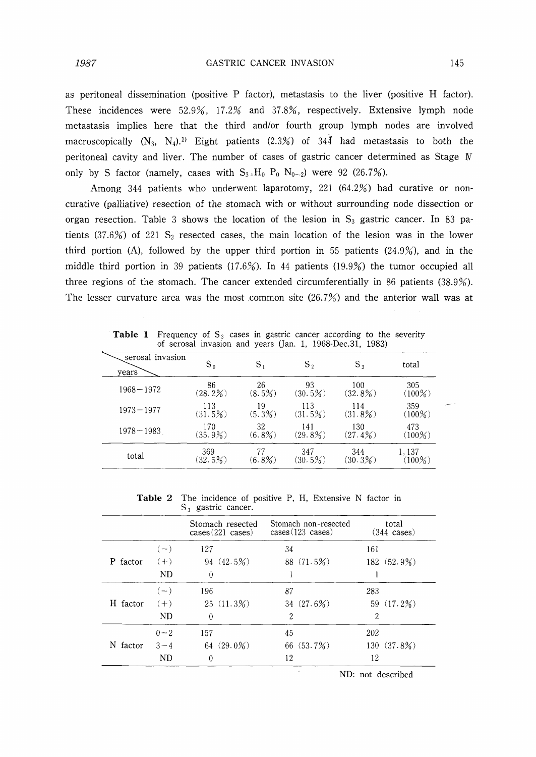as peritoneal dissemination (positive P factor), metastasis to the liver (positive H factor). These incidences were 52.9%, 17.2% and 37.8%, respectively. Extensive lymph node metastasis implies here that the third and/or fourth group lymph nodes are involved macroscopically ($N_3$, $N_4$).[1] Eight patients (2.3%) of 344 had metastasis to both the peritoneal cavity and liver. The number of cases of gastric cancer determined as Stage Ⅳ only by S factor (namely, cases with $S_3 H_0 P_0 N_{0-2}$) were 92 (26.7%).

Among 344 patients who underwent laparotomy, 221 (64.2%) had curative or non-curative (palliative) resection of the stomach with or without surrounding node dissection or organ resection. Table 3 shows the location of the lesion in $S_3$ gastric cancer. In 83 patients (37.6%) of 221 $S_3$ resected cases, the main location of the lesion was in the lower third portion (A), followed by the upper third portion in 55 patients (24.9%), and in the middle third portion in 39 patients (17.6%). In 44 patients (19.9%) the tumor occupied all three regions of the stomach. The cancer extended circumferentially in 86 patients (38.9%). The lesser curvature area was the most common site (26.7%) and the anterior wall was at

**Table 1** Frequency of $S_3$ cases in gastric cancer according to the severity of serosal invasion and years (Jan. 1, 1968-Dec.31, 1983)

| serosal invasion / years | $S_0$ | $S_1$ | $S_2$ | $S_3$ | total |
|---|---|---|---|---|---|
| 1968−1972 | 86 (28.2%) | 26 (8.5%) | 93 (30.5%) | 100 (32.8%) | 305 (100%) |
| 1973−1977 | 113 (31.5%) | 19 (5.3%) | 113 (31.5%) | 114 (31.8%) | 359 (100%) |
| 1978−1983 | 170 (35.9%) | 32 (6.8%) | 141 (29.8%) | 130 (27.4%) | 473 (100%) |
| total | 369 (32.5%) | 77 (6.8%) | 347 (30.5%) | 344 (30.3%) | 1,137 (100%) |

**Table 2** The incidence of positive P, H, Extensive N factor in $S_3$ gastric cancer.

| | | Stomach resected cases (221 cases) | Stomach non-resected cases (123 cases) | total (344 cases) |
|---|---|---|---|---|
| P factor | (−) | 127 | 34 | 161 |
| | (+) | 94 (42.5%) | 88 (71.5%) | 182 (52.9%) |
| | ND | 0 | 1 | 1 |
| H factor | (−) | 196 | 87 | 283 |
| | (+) | 25 (11.3%) | 34 (27.6%) | 59 (17.2%) |
| | ND | 0 | 2 | 2 |
| N factor | 0−2 | 157 | 45 | 202 |
| | 3−4 | 64 (29.0%) | 66 (53.7%) | 130 (37.8%) |
| | ND | 0 | 12 | 12 |

ND: not described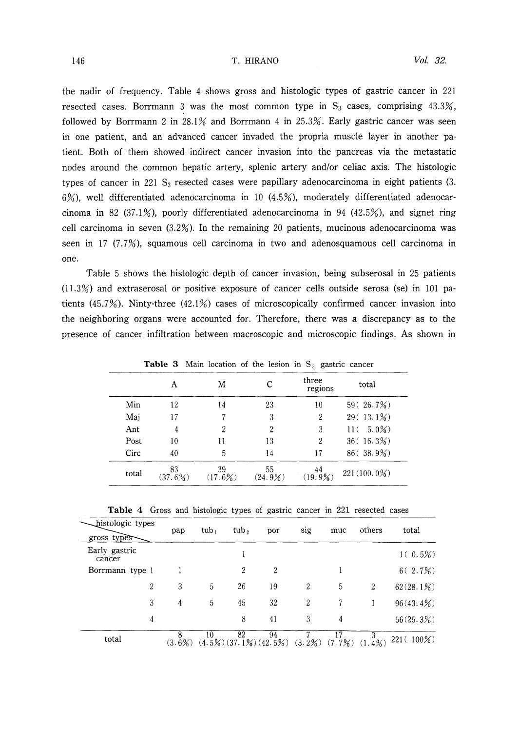the nadir of frequency. Table 4 shows gross and histologic types of gastric cancer in 221 resected cases. Borrmann 3 was the most common type in $S_3$ cases, comprising 43.3%, followed by Borrmann 2 in 28.1% and Borrmann 4 in 25.3%. Early gastric cancer was seen in one patient, and an advanced cancer invaded the propria muscle layer in another patient. Both of them showed indirect cancer invasion into the pancreas via the metastatic nodes around the common hepatic artery, splenic artery and/or celiac axis. The histologic types of cancer in 221 $S_3$ resected cases were papillary adenocarcinoma in eight patients (3.6%), well differentiated adenocarcinoma in 10 (4.5%), moderately differentiated adenocarcinoma in 82 (37.1%), poorly differentiated adenocarcinoma in 94 (42.5%), and signet ring cell carcinoma in seven (3.2%). In the remaining 20 patients, mucinous adenocarcinoma was seen in 17 (7.7%), squamous cell carcinoma in two and adenosquamous cell carcinoma in one.

Table 5 shows the histologic depth of cancer invasion, being subserosal in 25 patients (11.3%) and extraserosal or positive exposure of cancer cells outside serosa (se) in 101 patients (45.7%). Ninty-three (42.1%) cases of microscopically confirmed cancer invasion into the neighboring organs were accounted for. Therefore, there was a discrepancy as to the presence of cancer infiltration between macroscopic and microscopic findings. As shown in

**Table 3** Main location of the lesion in $S_3$ gastric cancer

| | A | M | C | three regions | total |
|---|---|---|---|---|---|
| Min | 12 | 14 | 23 | 10 | 59 ( 26.7%) |
| Maj | 17 | 7 | 3 | 2 | 29 ( 13.1%) |
| Ant | 4 | 2 | 2 | 3 | 11 ( 5.0%) |
| Post | 10 | 11 | 13 | 2 | 36 ( 16.3%) |
| Circ | 40 | 5 | 14 | 17 | 86 ( 38.9%) |
| total | 83 (37.6%) | 39 (17.6%) | 55 (24.9%) | 44 (19.9%) | 221 (100.0%) |

**Table 4** Gross and histologic types of gastric cancer in 221 resected cases

| histologic types / gross types | pap | $tub_1$ | $tub_2$ | por | sig | muc | others | total |
|---|---|---|---|---|---|---|---|---|
| Early gastric cancer | | | 1 | | | | | 1 ( 0.5%) |
| Borrmann type 1 | 1 | | 2 | 2 | | 1 | | 6 ( 2.7%) |
| 2 | 3 | 5 | 26 | 19 | 2 | 5 | 2 | 62 (28.1%) |
| 3 | 4 | 5 | 45 | 32 | 2 | 7 | 1 | 96 (43.4%) |
| 4 | | | 8 | 41 | 3 | 4 | | 56 (25.3%) |
| total | 8 (3.6%) | 10 (4.5%) | 82 (37.1%) | 94 (42.5%) | 7 (3.2%) | 17 (7.7%) | 3 (1.4%) | 221 ( 100%) |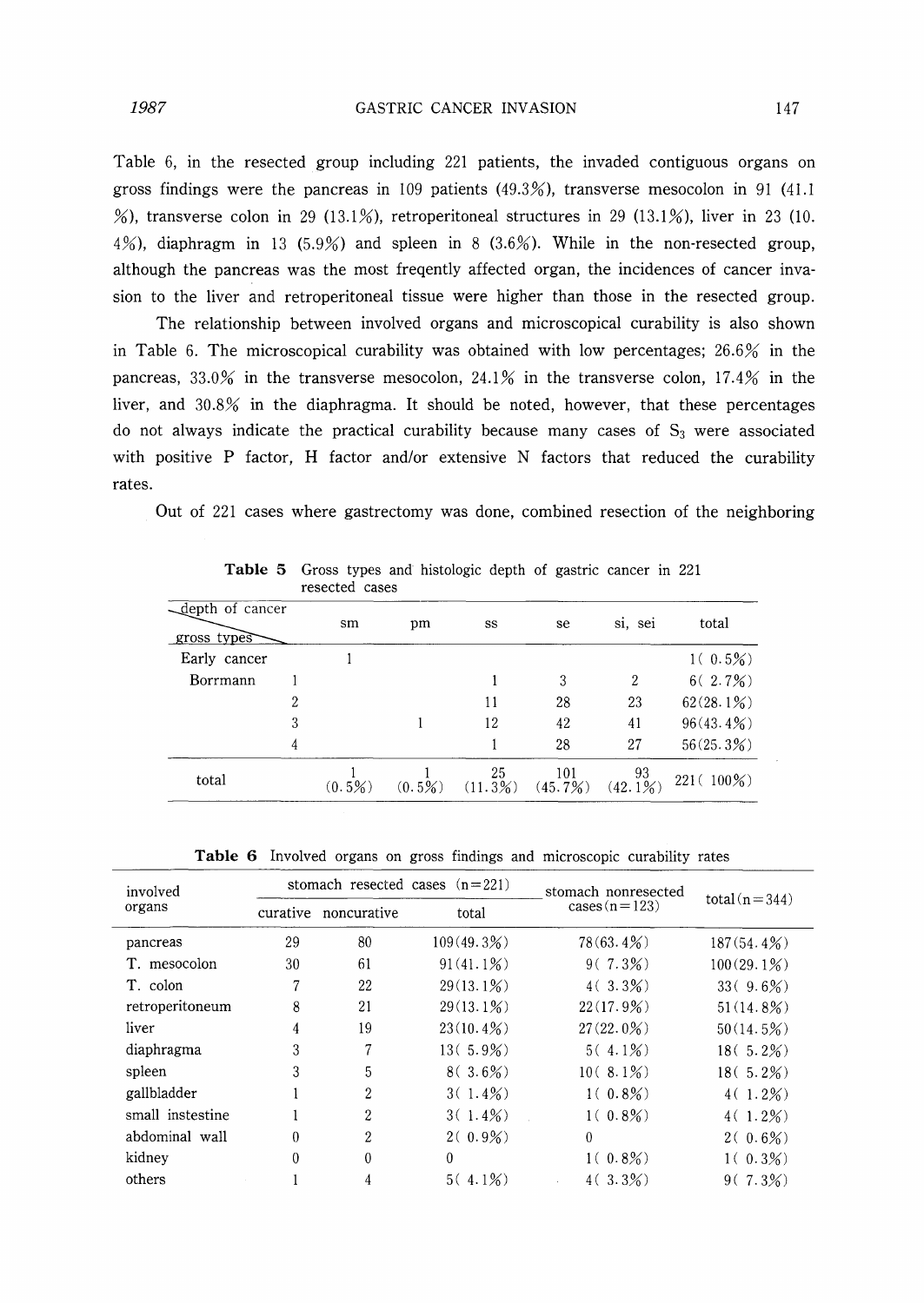Table 6, in the resected group including 221 patients, the invaded contiguous organs on gross findings were the pancreas in 109 patients (49.3%), transverse mesocolon in 91 (41.1 %), transverse colon in 29 (13.1%), retroperitoneal structures in 29 (13.1%), liver in 23 (10. 4%), diaphragm in 13 (5.9%) and spleen in 8 (3.6%). While in the non-resected group, although the pancreas was the most freqently affected organ, the incidences of cancer invasion to the liver and retroperitoneal tissue were higher than those in the resected group.

The relationship between involved organs and microscopical curability is also shown in Table 6. The microscopical curability was obtained with low percentages; 26.6% in the pancreas, 33.0% in the transverse mesocolon, 24.1% in the transverse colon, 17.4% in the liver, and 30.8% in the diaphragma. It should be noted, however, that these percentages do not always indicate the practical curability because many cases of $S_3$ were associated with positive P factor, H factor and/or extensive N factors that reduced the curability rates.

Out of 221 cases where gastrectomy was done, combined resection of the neighboring

**Table 5** Gross types and histologic depth of gastric cancer in 221 resected cases

| depth of cancer / gross types | | sm | pm | ss | se | si, sei | total |
|---|---|---|---|---|---|---|---|
| Early cancer | | 1 | | | | | 1( 0.5%) |
| Borrmann | 1 | | | 1 | 3 | 2 | 6( 2.7%) |
| | 2 | | | 11 | 28 | 23 | 62(28.1%) |
| | 3 | | 1 | 12 | 42 | 41 | 96(43.4%) |
| | 4 | | | 1 | 28 | 27 | 56(25.3%) |
| total | | 1 (0.5%) | 1 (0.5%) | 25 (11.3%) | 101 (45.7%) | 93 (42.1%) | 221( 100%) |

**Table 6** Involved organs on gross findings and microscopic curability rates

| involved organs | stomach resected cases (n=221) | | | stomach nonresected cases (n=123) | total (n=344) |
|---|---|---|---|---|---|
| | curative | noncurative | total | | |
| pancreas | 29 | 80 | 109(49.3%) | 78(63.4%) | 187(54.4%) |
| T. mesocolon | 30 | 61 | 91(41.1%) | 9( 7.3%) | 100(29.1%) |
| T. colon | 7 | 22 | 29(13.1%) | 4( 3.3%) | 33( 9.6%) |
| retroperitoneum | 8 | 21 | 29(13.1%) | 22(17.9%) | 51(14.8%) |
| liver | 4 | 19 | 23(10.4%) | 27(22.0%) | 50(14.5%) |
| diaphragma | 3 | 7 | 13( 5.9%) | 5( 4.1%) | 18( 5.2%) |
| spleen | 3 | 5 | 8( 3.6%) | 10( 8.1%) | 18( 5.2%) |
| gallbladder | 1 | 2 | 3( 1.4%) | 1( 0.8%) | 4( 1.2%) |
| small instestine | 1 | 2 | 3( 1.4%) | 1( 0.8%) | 4( 1.2%) |
| abdominal wall | 0 | 2 | 2( 0.9%) | 0 | 2( 0.6%) |
| kidney | 0 | 0 | 0 | 1( 0.8%) | 1( 0.3%) |
| others | 1 | 4 | 5( 4.1%) | 4( 3.3%) | 9( 7.3%) |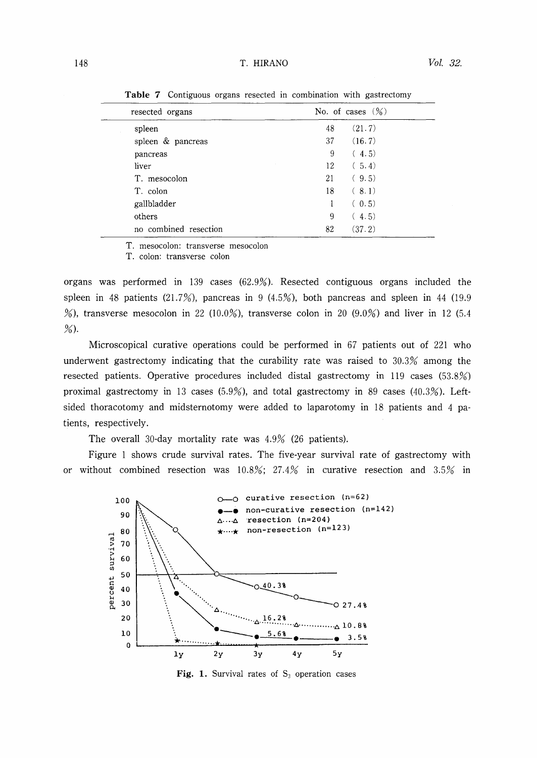**Table 7** Contiguous organs resected in combination with gastrectomy

| resected organs | No. of cases | (%) |
|---|---|---|
| spleen | 48 | (21.7) |
| spleen & pancreas | 37 | (16.7) |
| pancreas | 9 | ( 4.5) |
| liver | 12 | ( 5.4) |
| T. mesocolon | 21 | ( 9.5) |
| T. colon | 18 | ( 8.1) |
| gallbladder | 1 | ( 0.5) |
| others | 9 | ( 4.5) |
| no combined resection | 82 | (37.2) |

T. mesocolon: transverse mesocolon
T. colon: transverse colon

organs was performed in 139 cases (62.9%). Resected contiguous organs included the spleen in 48 patients (21.7%), pancreas in 9 (4.5%), both pancreas and spleen in 44 (19.9 %), transverse mesocolon in 22 (10.0%), transverse colon in 20 (9.0%) and liver in 12 (5.4 %).

Microscopical curative operations could be performed in 67 patients out of 221 who underwent gastrectomy indicating that the curability rate was raised to 30.3% among the resected patients. Operative procedures included distal gastrectomy in 119 cases (53.8%) proximal gastrectomy in 13 cases (5.9%), and total gastrectomy in 89 cases (40.3%). Left-sided thoracotomy and midsternotomy were added to laparotomy in 18 patients and 4 patients, respectively.

The overall 30-day mortality rate was 4.9% (26 patients).

Figure 1 shows crude survival rates. The five-year survival rate of gastrectomy with or without combined resection was 10.8%; 27.4% in curative resection and 3.5% in

**Fig. 1.** Survival rates of $S_3$ operation cases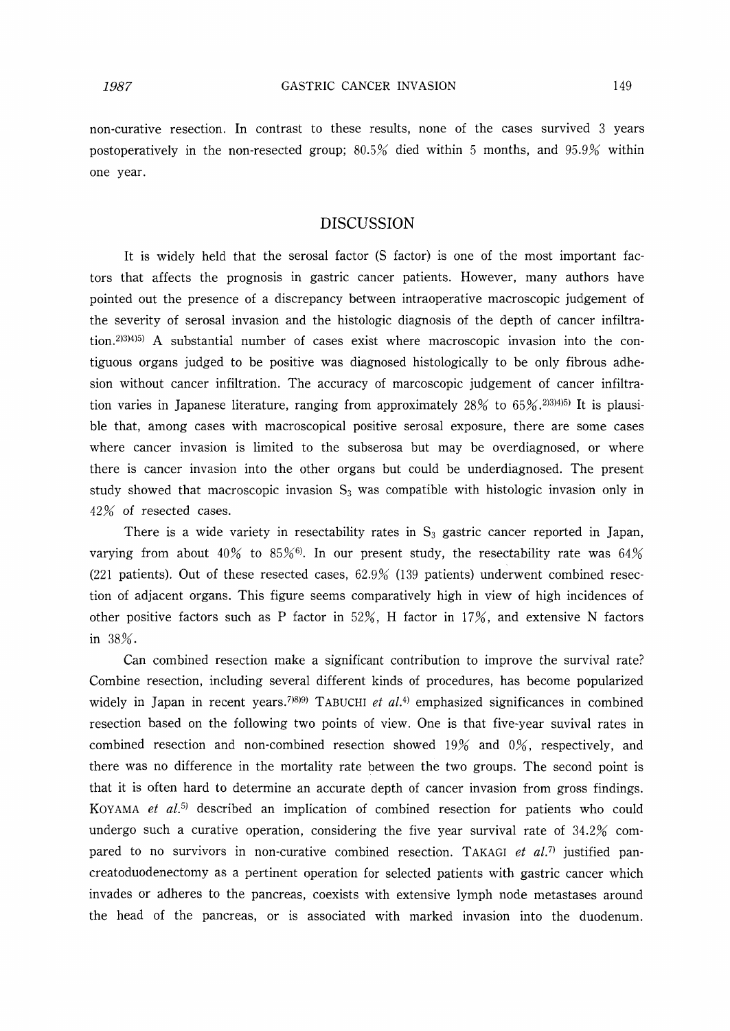non-curative resection. In contrast to these results, none of the cases survived 3 years postoperatively in the non-resected group; 80.5% died within 5 months, and 95.9% within one year.

## DISCUSSION

It is widely held that the serosal factor (S factor) is one of the most important factors that affects the prognosis in gastric cancer patients. However, many authors have pointed out the presence of a discrepancy between intraoperative macroscopic judgement of the severity of serosal invasion and the histologic diagnosis of the depth of cancer infiltration.[2)3)4)5)] A substantial number of cases exist where macroscopic invasion into the contiguous organs judged to be positive was diagnosed histologically to be only fibrous adhesion without cancer infiltration. The accuracy of marcoscopic judgement of cancer infiltration varies in Japanese literature, ranging from approximately 28% to 65%.[2)3)4)5)] It is plausible that, among cases with macroscopical positive serosal exposure, there are some cases where cancer invasion is limited to the subserosa but may be overdiagnosed, or where there is cancer invasion into the other organs but could be underdiagnosed. The present study showed that macroscopic invasion $S_3$ was compatible with histologic invasion only in 42% of resected cases.

There is a wide variety in resectability rates in $S_3$ gastric cancer reported in Japan, varying from about 40% to 85%[6)]. In our present study, the resectability rate was 64% (221 patients). Out of these resected cases, 62.9% (139 patients) underwent combined resection of adjacent organs. This figure seems comparatively high in view of high incidences of other positive factors such as P factor in 52%, H factor in 17%, and extensive N factors in 38%.

Can combined resection make a significant contribution to improve the survival rate? Combine resection, including several different kinds of procedures, has become popularized widely in Japan in recent years.[7)8)9)] TABUCHI *et al.*[4)] emphasized significances in combined resection based on the following two points of view. One is that five-year suvival rates in combined resection and non-combined resection showed 19% and 0%, respectively, and there was no difference in the mortality rate between the two groups. The second point is that it is often hard to determine an accurate depth of cancer invasion from gross findings. KOYAMA *et al.*[5)] described an implication of combined resection for patients who could undergo such a curative operation, considering the five year survival rate of 34.2% compared to no survivors in non-curative combined resection. TAKAGI *et al.*[7)] justified pancreatoduodenectomy as a pertinent operation for selected patients with gastric cancer which invades or adheres to the pancreas, coexists with extensive lymph node metastases around the head of the pancreas, or is associated with marked invasion into the duodenum.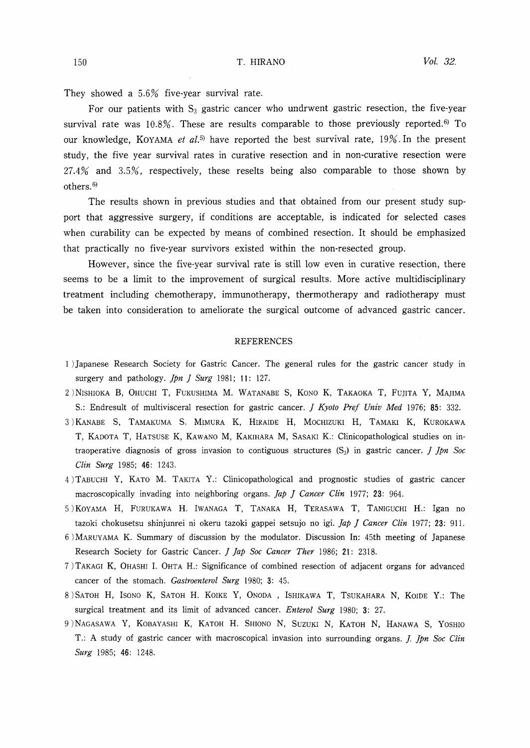They showed a 5.6% five-year survival rate.

For our patients with $S_3$ gastric cancer who undrwent gastric resection, the five-year survival rate was 10.8%. These are results comparable to those previously reported.[6] To our knowledge, KOYAMA *et al.*[5] have reported the best survival rate, 19%. In the present study, the five year survival rates in curative resection and in non-curative resection were 27.4% and 3.5%, respectively, these reselts being also comparable to those shown by others.[6]

The results shown in previous studies and that obtained from our present study support that aggressive surgery, if conditions are acceptable, is indicated for selected cases when curability can be expected by means of combined resection. It should be emphasized that practically no five-year survivors existed within the non-resected group.

However, since the five-year survival rate is still low even in curative resection, there seems to be a limit to the improvement of surgical results. More active multidisciplinary treatment including chemotherapy, immunotherapy, thermotherapy and radiotherapy must be taken into consideration to ameliorate the surgical outcome of advanced gastric cancer.

## REFERENCES

1) Japanese Research Society for Gastric Cancer. The general rules for the gastric cancer study in surgery and pathology. *Jpn J Surg* 1981; **11**: 127.
2) NISHIOKA B, OHUCHI T, FUKUSHIMA M. WATANABE S, KONO K, TAKAOKA T, FUJITA Y, MAJIMA S.: Endresult of multivisceral resection for gastric cancer. *J Kyoto Pref Univ Med* 1976; **85**: 332.
3) KANABE S, TAMAKUMA S. MIMURA K, HIRAIDE H, MOCHIZUKI H, TAMAKI K, KUROKAWA T, KADOTA T, HATSUSE K, KAWANO M, KAKIHARA M, SASAKI K.: Clinicopathological studies on intraoperative diagnosis of gross invasion to contiguous structures ($S_3$) in gastric cancer. *J Jpn Soc Clin Surg* 1985; **46**: 1243.
4) TABUCHI Y, KATO M. TAKITA Y.: Clinicopathological and prognostic studies of gastric cancer macroscopically invading into neighboring organs. *Jap J Cancer Clin* 1977; **23**: 964.
5) KOYAMA H, FURUKAWA H. IWANAGA T, TANAKA H, TERASAWA T, TANIGUCHI H.: Igan no tazoki chokusetsu shinjunrei ni okeru tazoki gappei setsujo no igi. *Jap J Cancer Clin* 1977; **23**: 911.
6) MARUYAMA K. Summary of discussion by the modulator. Discussion In: 45th meeting of Japanese Research Society for Gastric Cancer. *J Jap Soc Cancer Ther* 1986; **21**: 2318.
7) TAKAGI K, OHASHI I. OHTA H.: Significance of combined resection of adjacent organs for advanced cancer of the stomach. *Gastroenterol Surg* 1980; **3**: 45.
8) SATOH H, ISONO K, SATOH H. KOIKE Y, ONODA , ISHIKAWA T, TSUKAHARA N, KOIDE Y.: The surgical treatment and its limit of advanced cancer. *Enterol Surg* 1980; **3**: 27.
9) NAGASAWA Y, KOBAYASHI K, KATOH H. SHIONO N, SUZUKI N, KATOH N, HANAWA S, YOSHIO T.: A study of gastric cancer with macroscopical invasion into surrounding organs. *J. Jpn Soc Clin Surg* 1985; **46**: 1248.